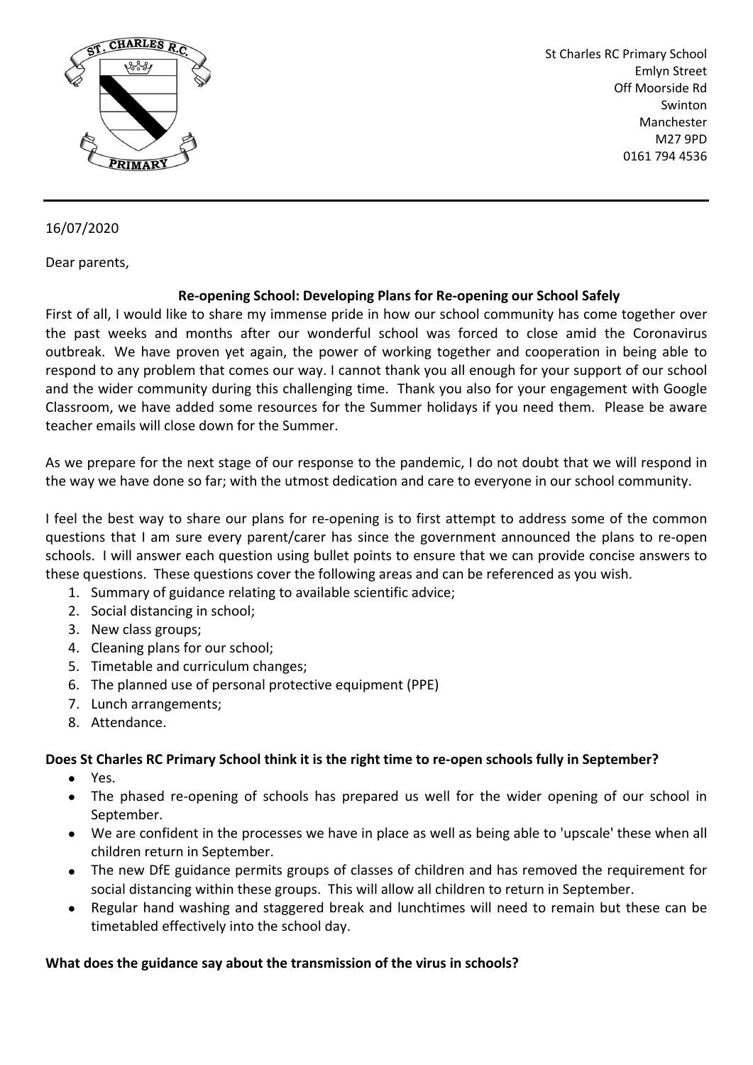St Charles RC Primary School
Emlyn Street
Off Moorside Rd
Swinton
Manchester
M27 9PD
0161 794 4536

---

16/07/2020

Dear parents,

**Re-opening School: Developing Plans for Re-opening our School Safely**

First of all, I would like to share my immense pride in how our school community has come together over the past weeks and months after our wonderful school was forced to close amid the Coronavirus outbreak. We have proven yet again, the power of working together and cooperation in being able to respond to any problem that comes our way. I cannot thank you all enough for your support of our school and the wider community during this challenging time. Thank you also for your engagement with Google Classroom, we have added some resources for the Summer holidays if you need them. Please be aware teacher emails will close down for the Summer.

As we prepare for the next stage of our response to the pandemic, I do not doubt that we will respond in the way we have done so far; with the utmost dedication and care to everyone in our school community.

I feel the best way to share our plans for re-opening is to first attempt to address some of the common questions that I am sure every parent/carer has since the government announced the plans to re-open schools. I will answer each question using bullet points to ensure that we can provide concise answers to these questions. These questions cover the following areas and can be referenced as you wish.

1. Summary of guidance relating to available scientific advice;
2. Social distancing in school;
3. New class groups;
4. Cleaning plans for our school;
5. Timetable and curriculum changes;
6. The planned use of personal protective equipment (PPE)
7. Lunch arrangements;
8. Attendance.

**Does St Charles RC Primary School think it is the right time to re-open schools fully in September?**

- Yes.
- The phased re-opening of schools has prepared us well for the wider opening of our school in September.
- We are confident in the processes we have in place as well as being able to 'upscale' these when all children return in September.
- The new DfE guidance permits groups of classes of children and has removed the requirement for social distancing within these groups. This will allow all children to return in September.
- Regular hand washing and staggered break and lunchtimes will need to remain but these can be timetabled effectively into the school day.

**What does the guidance say about the transmission of the virus in schools?**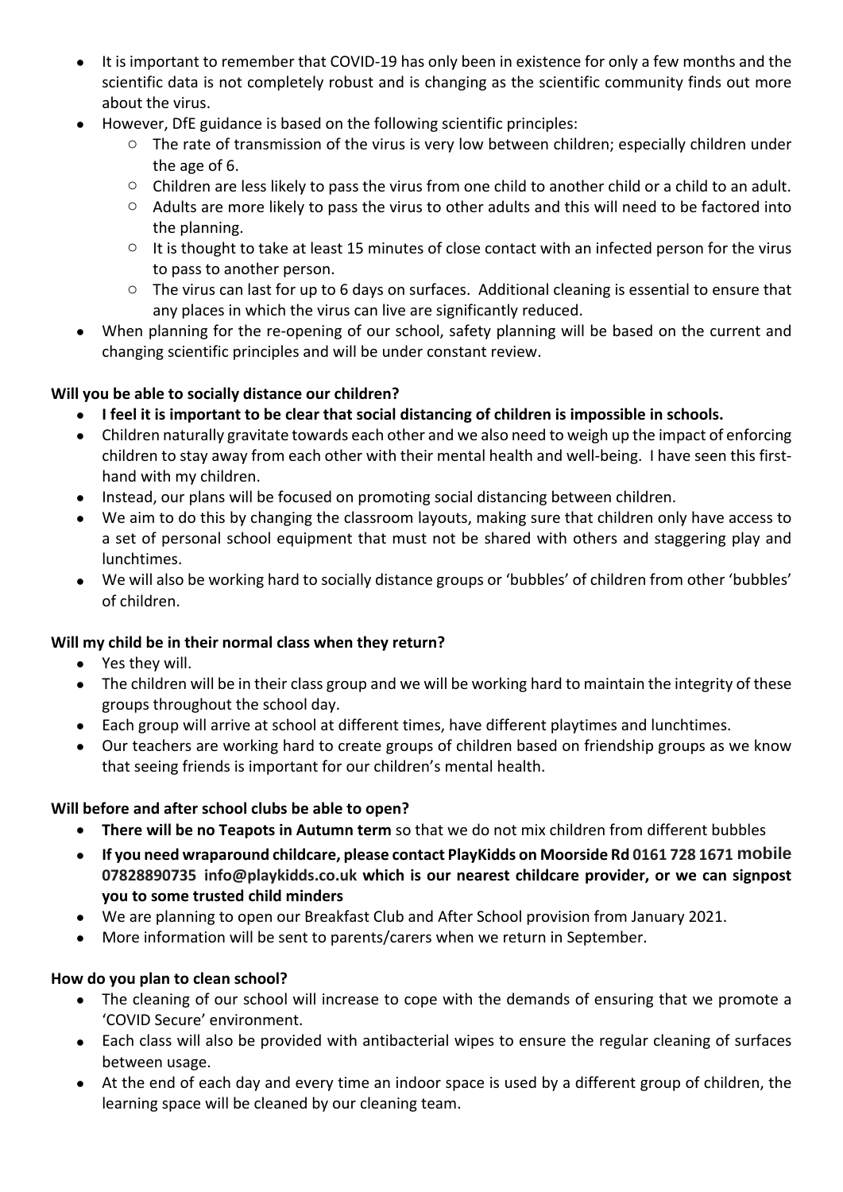- It is important to remember that COVID-19 has only been in existence for only a few months and the scientific data is not completely robust and is changing as the scientific community finds out more about the virus.
- However, DfE guidance is based on the following scientific principles:
  - The rate of transmission of the virus is very low between children; especially children under the age of 6.
  - Children are less likely to pass the virus from one child to another child or a child to an adult.
  - Adults are more likely to pass the virus to other adults and this will need to be factored into the planning.
  - It is thought to take at least 15 minutes of close contact with an infected person for the virus to pass to another person.
  - The virus can last for up to 6 days on surfaces. Additional cleaning is essential to ensure that any places in which the virus can live are significantly reduced.
- When planning for the re-opening of our school, safety planning will be based on the current and changing scientific principles and will be under constant review.

**Will you be able to socially distance our children?**

- **I feel it is important to be clear that social distancing of children is impossible in schools.**
- Children naturally gravitate towards each other and we also need to weigh up the impact of enforcing children to stay away from each other with their mental health and well-being. I have seen this first-hand with my children.
- Instead, our plans will be focused on promoting social distancing between children.
- We aim to do this by changing the classroom layouts, making sure that children only have access to a set of personal school equipment that must not be shared with others and staggering play and lunchtimes.
- We will also be working hard to socially distance groups or 'bubbles' of children from other 'bubbles' of children.

**Will my child be in their normal class when they return?**

- Yes they will.
- The children will be in their class group and we will be working hard to maintain the integrity of these groups throughout the school day.
- Each group will arrive at school at different times, have different playtimes and lunchtimes.
- Our teachers are working hard to create groups of children based on friendship groups as we know that seeing friends is important for our children's mental health.

**Will before and after school clubs be able to open?**

- **There will be no Teapots in Autumn term** so that we do not mix children from different bubbles
- **If you need wraparound childcare, please contact PlayKidds on Moorside Rd 0161 728 1671 mobile 07828890735 info@playkidds.co.uk which is our nearest childcare provider, or we can signpost you to some trusted child minders**
- We are planning to open our Breakfast Club and After School provision from January 2021.
- More information will be sent to parents/carers when we return in September.

**How do you plan to clean school?**

- The cleaning of our school will increase to cope with the demands of ensuring that we promote a 'COVID Secure' environment.
- Each class will also be provided with antibacterial wipes to ensure the regular cleaning of surfaces between usage.
- At the end of each day and every time an indoor space is used by a different group of children, the learning space will be cleaned by our cleaning team.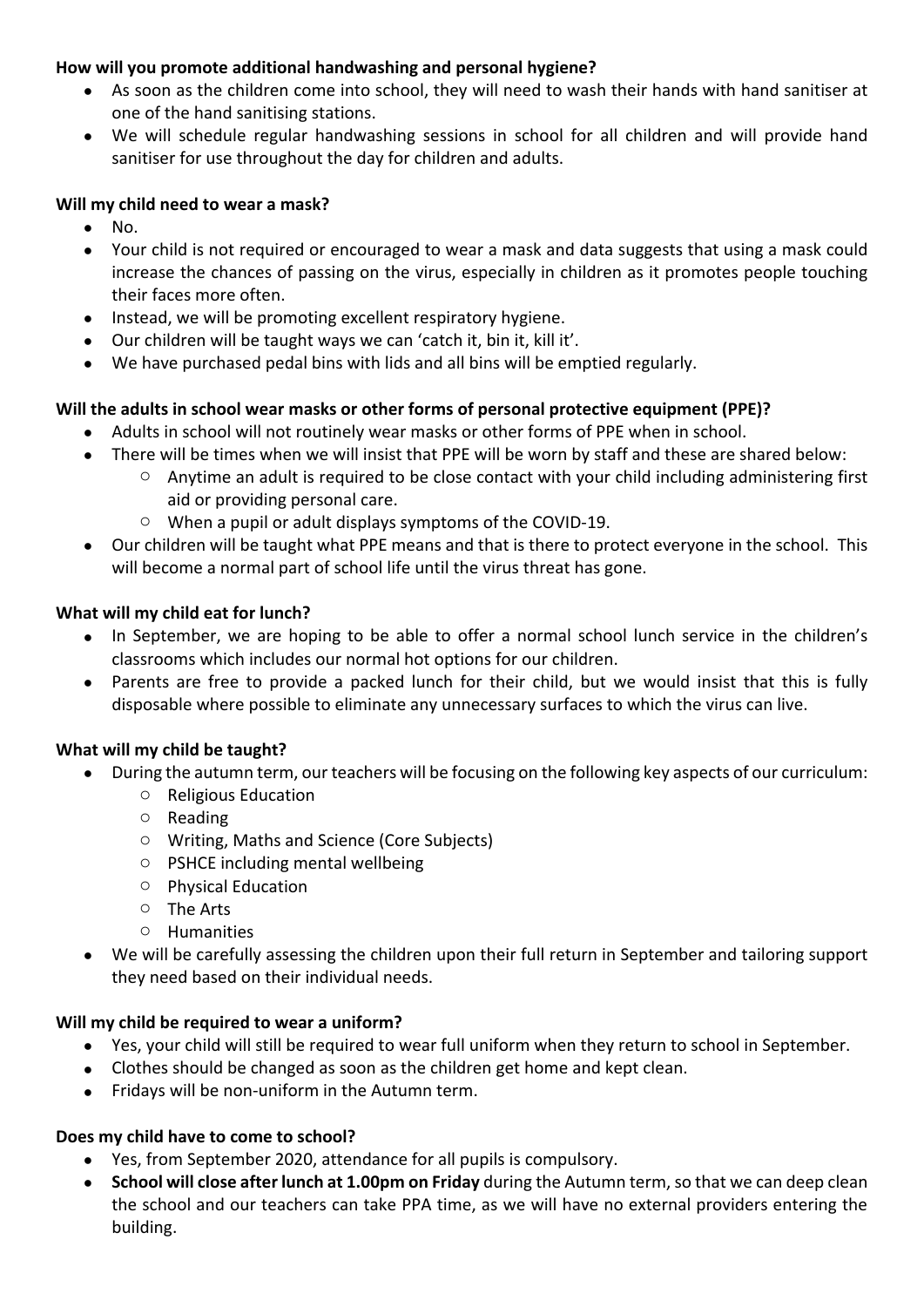**How will you promote additional handwashing and personal hygiene?**

- As soon as the children come into school, they will need to wash their hands with hand sanitiser at one of the hand sanitising stations.
- We will schedule regular handwashing sessions in school for all children and will provide hand sanitiser for use throughout the day for children and adults.

**Will my child need to wear a mask?**

- No.
- Your child is not required or encouraged to wear a mask and data suggests that using a mask could increase the chances of passing on the virus, especially in children as it promotes people touching their faces more often.
- Instead, we will be promoting excellent respiratory hygiene.
- Our children will be taught ways we can 'catch it, bin it, kill it'.
- We have purchased pedal bins with lids and all bins will be emptied regularly.

**Will the adults in school wear masks or other forms of personal protective equipment (PPE)?**

- Adults in school will not routinely wear masks or other forms of PPE when in school.
- There will be times when we will insist that PPE will be worn by staff and these are shared below:
  - Anytime an adult is required to be close contact with your child including administering first aid or providing personal care.
  - When a pupil or adult displays symptoms of the COVID-19.
- Our children will be taught what PPE means and that is there to protect everyone in the school. This will become a normal part of school life until the virus threat has gone.

**What will my child eat for lunch?**

- In September, we are hoping to be able to offer a normal school lunch service in the children's classrooms which includes our normal hot options for our children.
- Parents are free to provide a packed lunch for their child, but we would insist that this is fully disposable where possible to eliminate any unnecessary surfaces to which the virus can live.

**What will my child be taught?**

- During the autumn term, our teachers will be focusing on the following key aspects of our curriculum:
  - Religious Education
  - Reading
  - Writing, Maths and Science (Core Subjects)
  - PSHCE including mental wellbeing
  - Physical Education
  - The Arts
  - Humanities
- We will be carefully assessing the children upon their full return in September and tailoring support they need based on their individual needs.

**Will my child be required to wear a uniform?**

- Yes, your child will still be required to wear full uniform when they return to school in September.
- Clothes should be changed as soon as the children get home and kept clean.
- Fridays will be non-uniform in the Autumn term.

**Does my child have to come to school?**

- Yes, from September 2020, attendance for all pupils is compulsory.
- **School will close after lunch at 1.00pm on Friday** during the Autumn term, so that we can deep clean the school and our teachers can take PPA time, as we will have no external providers entering the building.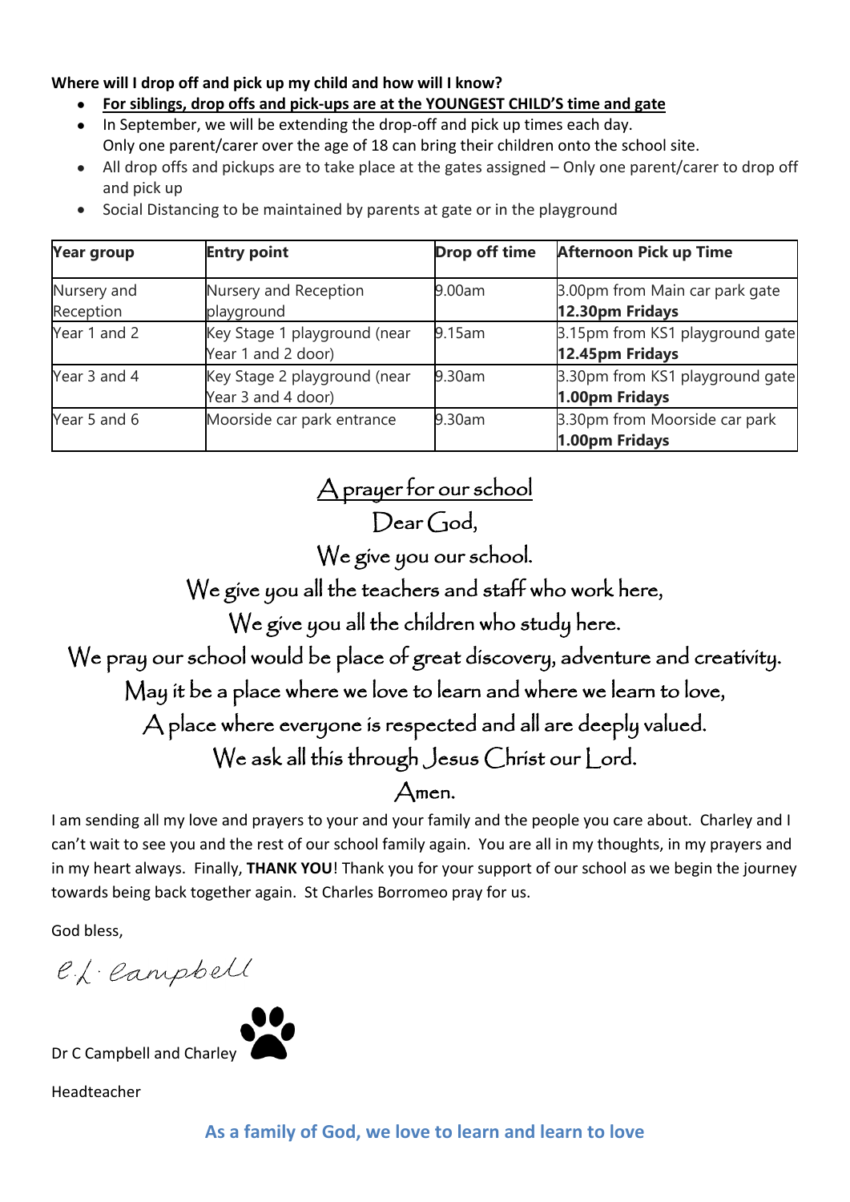**Where will I drop off and pick up my child and how will I know?**

- **For siblings, drop offs and pick-ups are at the YOUNGEST CHILD'S time and gate**
- In September, we will be extending the drop-off and pick up times each day. Only one parent/carer over the age of 18 can bring their children onto the school site.
- All drop offs and pickups are to take place at the gates assigned – Only one parent/carer to drop off and pick up
- Social Distancing to be maintained by parents at gate or in the playground

| Year group | Entry point | Drop off time | Afternoon Pick up Time |
|---|---|---|---|
| Nursery and Reception | Nursery and Reception playground | 9.00am | 3.00pm from Main car park gate **12.30pm Fridays** |
| Year 1 and 2 | Key Stage 1 playground (near Year 1 and 2 door) | 9.15am | 3.15pm from KS1 playground gate **12.45pm Fridays** |
| Year 3 and 4 | Key Stage 2 playground (near Year 3 and 4 door) | 9.30am | 3.30pm from KS1 playground gate **1.00pm Fridays** |
| Year 5 and 6 | Moorside car park entrance | 9.30am | 3.30pm from Moorside car park **1.00pm Fridays** |

## A prayer for our school

Dear God,

We give you our school.

We give you all the teachers and staff who work here,

We give you all the children who study here.

We pray our school would be place of great discovery, adventure and creativity.

May it be a place where we love to learn and where we learn to love,

A place where everyone is respected and all are deeply valued.

We ask all this through Jesus Christ our Lord.

Amen.

I am sending all my love and prayers to your and your family and the people you care about. Charley and I can't wait to see you and the rest of our school family again. You are all in my thoughts, in my prayers and in my heart always. Finally, **THANK YOU**! Thank you for your support of our school as we begin the journey towards being back together again. St Charles Borromeo pray for us.

God bless,

C.L. Campbell

Dr C Campbell and Charley

Headteacher

**As a family of God, we love to learn and learn to love**